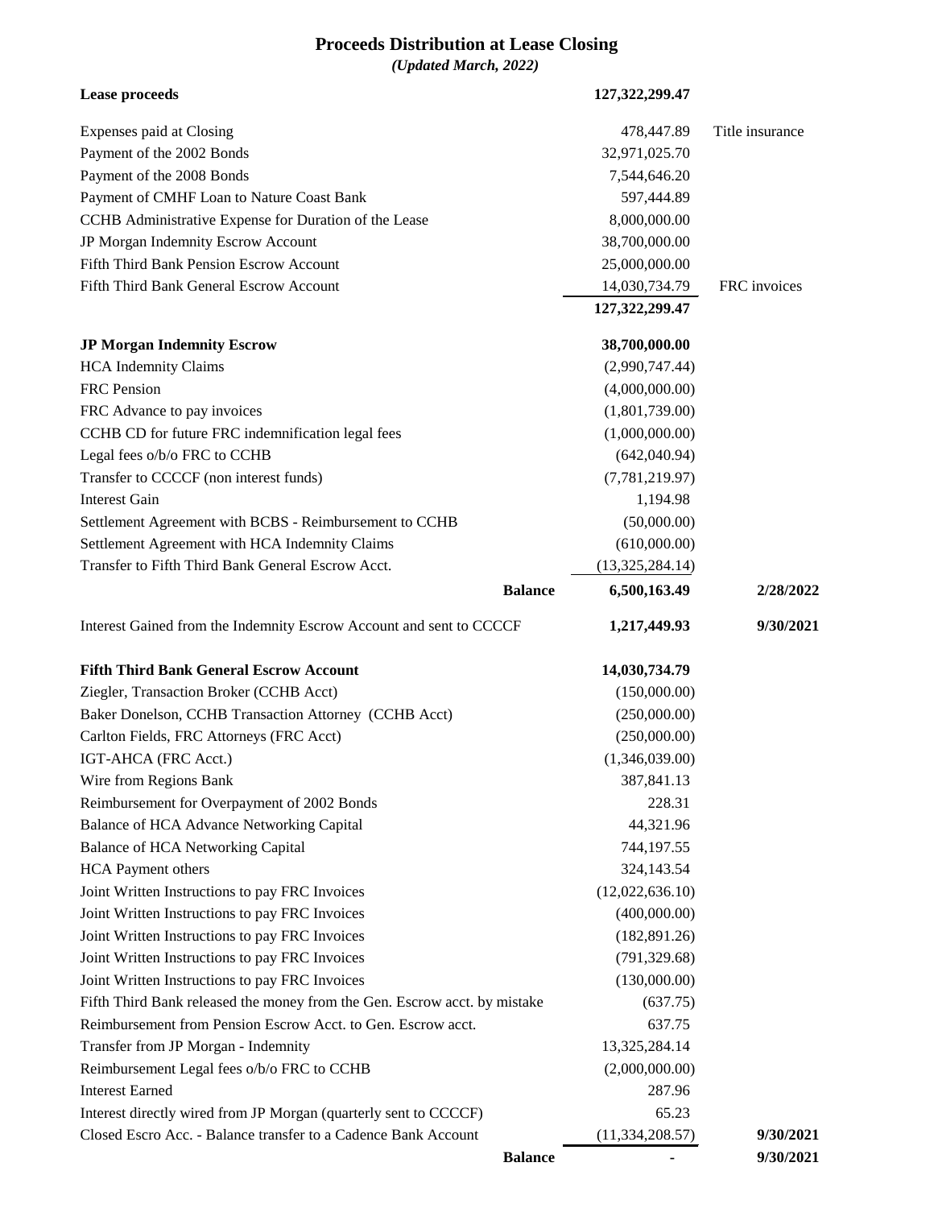# Proceeds Distribution at Lease Closing

*(Updated March, 2022)*

| | | |
|---|---|---|
| **Lease proceeds** | **127,322,299.47** | |
| Expenses paid at Closing | 478,447.89 | Title insurance |
| Payment of the 2002 Bonds | 32,971,025.70 | |
| Payment of the 2008 Bonds | 7,544,646.20 | |
| Payment of CMHF Loan to Nature Coast Bank | 597,444.89 | |
| CCHB Administrative Expense for Duration of the Lease | 8,000,000.00 | |
| JP Morgan Indemnity Escrow Account | 38,700,000.00 | |
| Fifth Third Bank Pension Escrow Account | 25,000,000.00 | |
| Fifth Third Bank General Escrow Account | 14,030,734.79 | FRC invoices |
| | **127,322,299.47** | |

| | | |
|---|---|---|
| **JP Morgan Indemnity Escrow** | **38,700,000.00** | |
| HCA Indemnity Claims | (2,990,747.44) | |
| FRC Pension | (4,000,000.00) | |
| FRC Advance to pay invoices | (1,801,739.00) | |
| CCHB CD for future FRC indemnification legal fees | (1,000,000.00) | |
| Legal fees o/b/o FRC to CCHB | (642,040.94) | |
| Transfer to CCCCF (non interest funds) | (7,781,219.97) | |
| Interest Gain | 1,194.98 | |
| Settlement Agreement with BCBS - Reimbursement to CCHB | (50,000.00) | |
| Settlement Agreement with HCA Indemnity Claims | (610,000.00) | |
| Transfer to Fifth Third Bank General Escrow Acct. | (13,325,284.14) | |
| **Balance** | **6,500,163.49** | **2/28/2022** |
| Interest Gained from the Indemnity Escrow Account and sent to CCCCF | **1,217,449.93** | **9/30/2021** |

| | | |
|---|---|---|
| **Fifth Third Bank General Escrow Account** | **14,030,734.79** | |
| Ziegler, Transaction Broker (CCHB Acct) | (150,000.00) | |
| Baker Donelson, CCHB Transaction Attorney (CCHB Acct) | (250,000.00) | |
| Carlton Fields, FRC Attorneys (FRC Acct) | (250,000.00) | |
| IGT-AHCA (FRC Acct.) | (1,346,039.00) | |
| Wire from Regions Bank | 387,841.13 | |
| Reimbursement for Overpayment of 2002 Bonds | 228.31 | |
| Balance of HCA Advance Networking Capital | 44,321.96 | |
| Balance of HCA Networking Capital | 744,197.55 | |
| HCA Payment others | 324,143.54 | |
| Joint Written Instructions to pay FRC Invoices | (12,022,636.10) | |
| Joint Written Instructions to pay FRC Invoices | (400,000.00) | |
| Joint Written Instructions to pay FRC Invoices | (182,891.26) | |
| Joint Written Instructions to pay FRC Invoices | (791,329.68) | |
| Joint Written Instructions to pay FRC Invoices | (130,000.00) | |
| Fifth Third Bank released the money from the Gen. Escrow acct. by mistake | (637.75) | |
| Reimbursement from Pension Escrow Acct. to Gen. Escrow acct. | 637.75 | |
| Transfer from JP Morgan - Indemnity | 13,325,284.14 | |
| Reimbursement Legal fees o/b/o FRC to CCHB | (2,000,000.00) | |
| Interest Earned | 287.96 | |
| Interest directly wired from JP Morgan (quarterly sent to CCCCF) | 65.23 | |
| Closed Escro Acc. - Balance transfer to a Cadence Bank Account | (11,334,208.57) | **9/30/2021** |
| **Balance** | **-** | **9/30/2021** |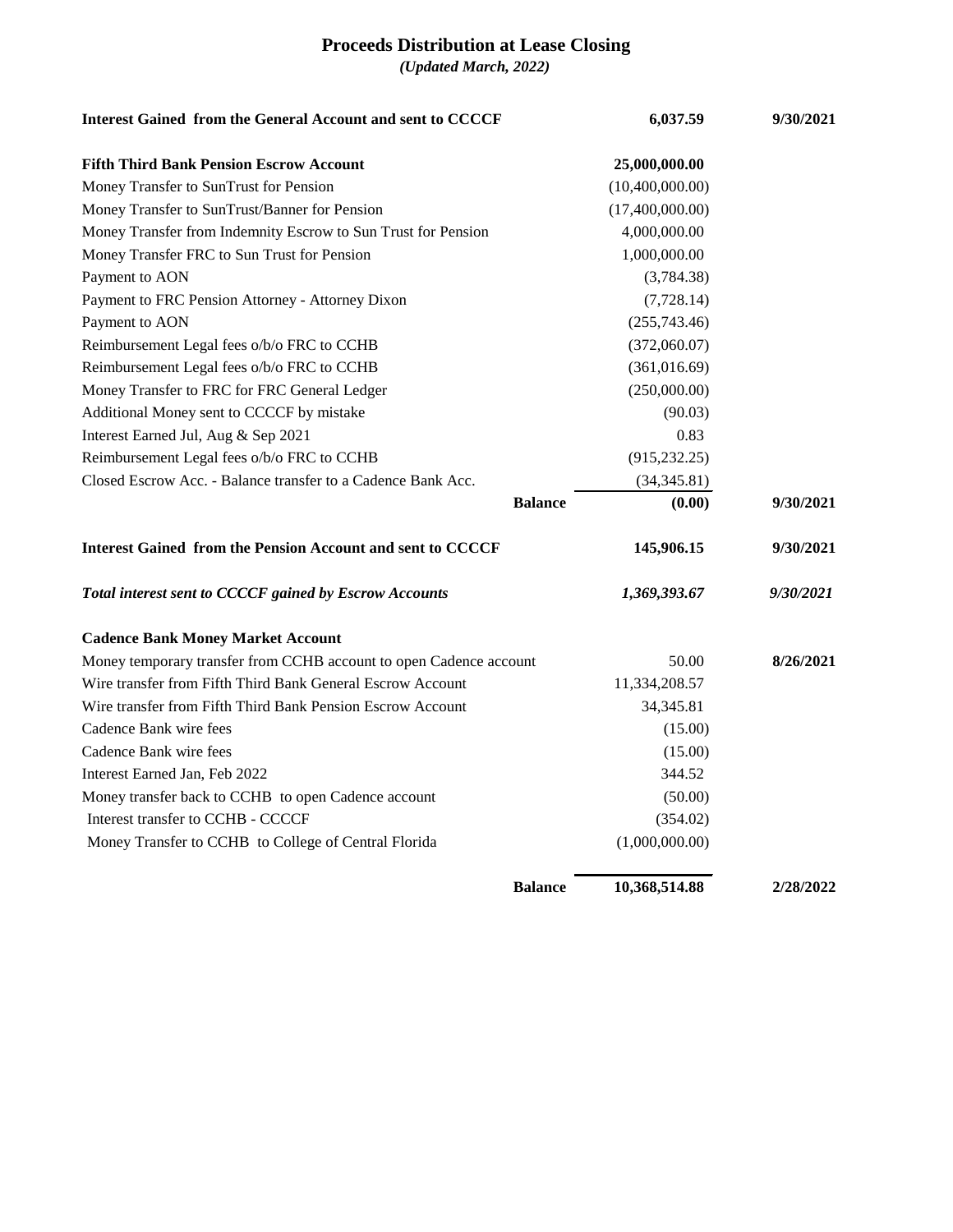# Proceeds Distribution at Lease Closing

*(Updated March, 2022)*

| | | |
|---|---|---|
| **Interest Gained from the General Account and sent to CCCCF** | **6,037.59** | **9/30/2021** |
| | | |
| **Fifth Third Bank Pension Escrow Account** | **25,000,000.00** | |
| Money Transfer to SunTrust for Pension | (10,400,000.00) | |
| Money Transfer to SunTrust/Banner for Pension | (17,400,000.00) | |
| Money Transfer from Indemnity Escrow to Sun Trust for Pension | 4,000,000.00 | |
| Money Transfer FRC to Sun Trust for Pension | 1,000,000.00 | |
| Payment to AON | (3,784.38) | |
| Payment to FRC Pension Attorney - Attorney Dixon | (7,728.14) | |
| Payment to AON | (255,743.46) | |
| Reimbursement Legal fees o/b/o FRC to CCHB | (372,060.07) | |
| Reimbursement Legal fees o/b/o FRC to CCHB | (361,016.69) | |
| Money Transfer to FRC for FRC General Ledger | (250,000.00) | |
| Additional Money sent to CCCCF by mistake | (90.03) | |
| Interest Earned Jul, Aug & Sep 2021 | 0.83 | |
| Reimbursement Legal fees o/b/o FRC to CCHB | (915,232.25) | |
| Closed Escrow Acc. - Balance transfer to a Cadence Bank Acc. | (34,345.81) | |
| **Balance** | **(0.00)** | **9/30/2021** |
| | | |
| **Interest Gained from the Pension Account and sent to CCCCF** | **145,906.15** | **9/30/2021** |
| | | |
| ***Total interest sent to CCCCF gained by Escrow Accounts*** | ***1,369,393.67*** | ***9/30/2021*** |
| | | |
| **Cadence Bank Money Market Account** | | |
| Money temporary transfer from CCHB account to open Cadence account | 50.00 | **8/26/2021** |
| Wire transfer from Fifth Third Bank General Escrow Account | 11,334,208.57 | |
| Wire transfer from Fifth Third Bank Pension Escrow Account | 34,345.81 | |
| Cadence Bank wire fees | (15.00) | |
| Cadence Bank wire fees | (15.00) | |
| Interest Earned Jan, Feb 2022 | 344.52 | |
| Money transfer back to CCHB to open Cadence account | (50.00) | |
| Interest transfer to CCHB - CCCCF | (354.02) | |
| Money Transfer to CCHB to College of Central Florida | (1,000,000.00) | |
| | | |
| **Balance** | **10,368,514.88** | **2/28/2022** |